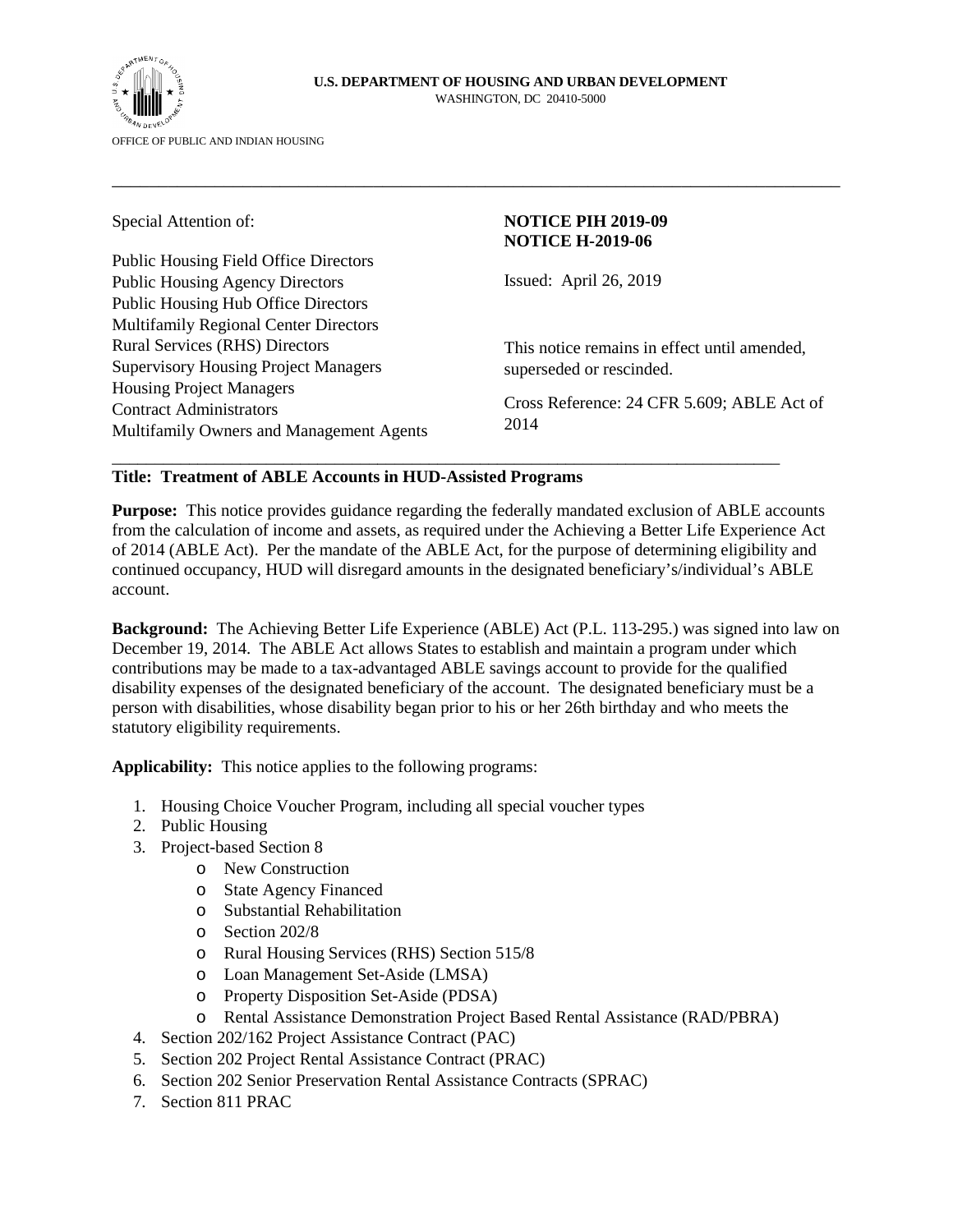**U.S. DEPARTMENT OF HOUSING AND URBAN DEVELOPMENT**
WASHINGTON, DC 20410-5000

OFFICE OF PUBLIC AND INDIAN HOUSING

---

Special Attention of:

Public Housing Field Office Directors
Public Housing Agency Directors
Public Housing Hub Office Directors
Multifamily Regional Center Directors
Rural Services (RHS) Directors
Supervisory Housing Project Managers
Housing Project Managers
Contract Administrators
Multifamily Owners and Management Agents

**NOTICE PIH 2019-09**
**NOTICE H-2019-06**

Issued: April 26, 2019

This notice remains in effect until amended, superseded or rescinded.

Cross Reference: 24 CFR 5.609; ABLE Act of 2014

---

**Title: Treatment of ABLE Accounts in HUD-Assisted Programs**

**Purpose:** This notice provides guidance regarding the federally mandated exclusion of ABLE accounts from the calculation of income and assets, as required under the Achieving a Better Life Experience Act of 2014 (ABLE Act). Per the mandate of the ABLE Act, for the purpose of determining eligibility and continued occupancy, HUD will disregard amounts in the designated beneficiary's/individual's ABLE account.

**Background:** The Achieving Better Life Experience (ABLE) Act (P.L. 113-295.) was signed into law on December 19, 2014. The ABLE Act allows States to establish and maintain a program under which contributions may be made to a tax-advantaged ABLE savings account to provide for the qualified disability expenses of the designated beneficiary of the account. The designated beneficiary must be a person with disabilities, whose disability began prior to his or her 26th birthday and who meets the statutory eligibility requirements.

**Applicability:** This notice applies to the following programs:

1. Housing Choice Voucher Program, including all special voucher types
2. Public Housing
3. Project-based Section 8
   - New Construction
   - State Agency Financed
   - Substantial Rehabilitation
   - Section 202/8
   - Rural Housing Services (RHS) Section 515/8
   - Loan Management Set-Aside (LMSA)
   - Property Disposition Set-Aside (PDSA)
   - Rental Assistance Demonstration Project Based Rental Assistance (RAD/PBRA)
4. Section 202/162 Project Assistance Contract (PAC)
5. Section 202 Project Rental Assistance Contract (PRAC)
6. Section 202 Senior Preservation Rental Assistance Contracts (SPRAC)
7. Section 811 PRAC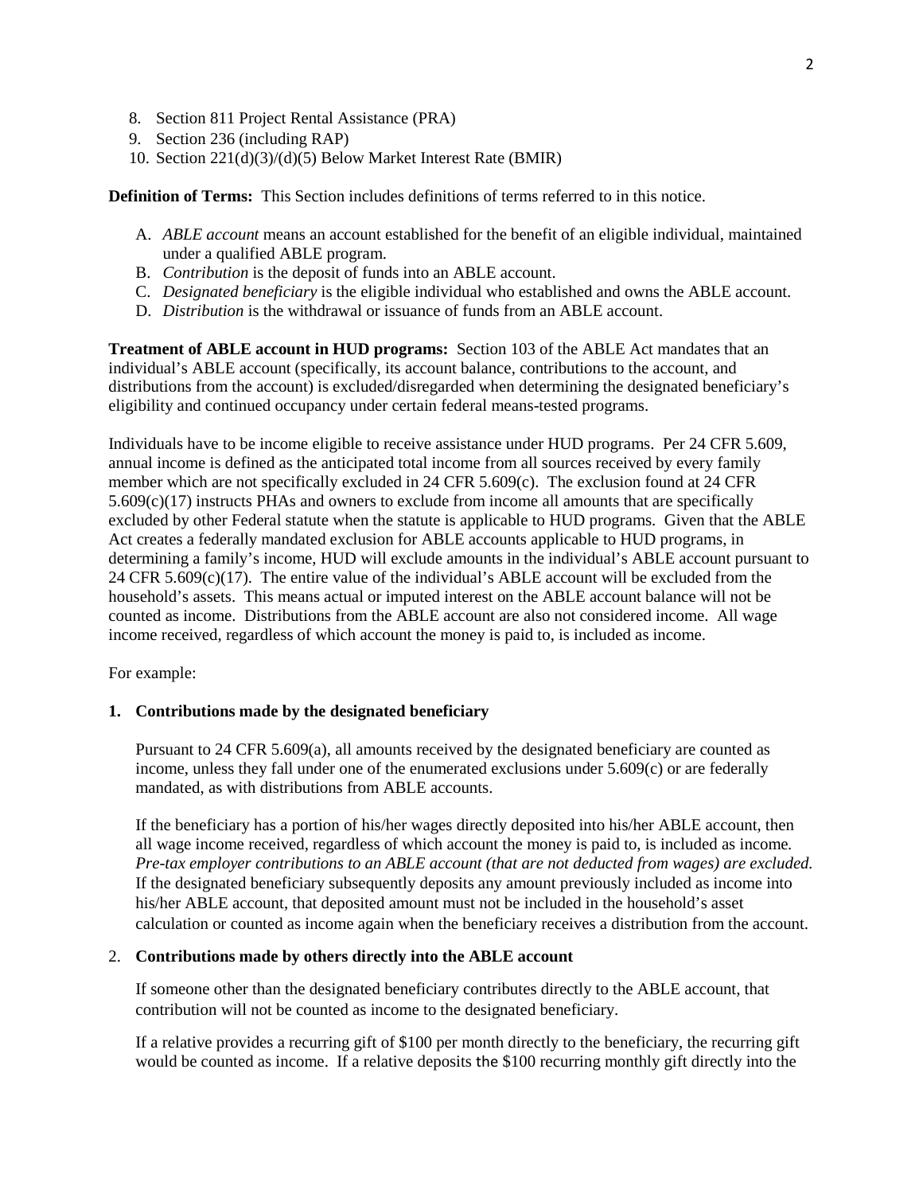8. Section 811 Project Rental Assistance (PRA)
9. Section 236 (including RAP)
10. Section 221(d)(3)/(d)(5) Below Market Interest Rate (BMIR)

**Definition of Terms:** This Section includes definitions of terms referred to in this notice.

A. *ABLE account* means an account established for the benefit of an eligible individual, maintained under a qualified ABLE program.
B. *Contribution* is the deposit of funds into an ABLE account.
C. *Designated beneficiary* is the eligible individual who established and owns the ABLE account.
D. *Distribution* is the withdrawal or issuance of funds from an ABLE account.

**Treatment of ABLE account in HUD programs:** Section 103 of the ABLE Act mandates that an individual's ABLE account (specifically, its account balance, contributions to the account, and distributions from the account) is excluded/disregarded when determining the designated beneficiary's eligibility and continued occupancy under certain federal means-tested programs.

Individuals have to be income eligible to receive assistance under HUD programs. Per 24 CFR 5.609, annual income is defined as the anticipated total income from all sources received by every family member which are not specifically excluded in 24 CFR 5.609(c). The exclusion found at 24 CFR 5.609(c)(17) instructs PHAs and owners to exclude from income all amounts that are specifically excluded by other Federal statute when the statute is applicable to HUD programs. Given that the ABLE Act creates a federally mandated exclusion for ABLE accounts applicable to HUD programs, in determining a family's income, HUD will exclude amounts in the individual's ABLE account pursuant to 24 CFR 5.609(c)(17). The entire value of the individual's ABLE account will be excluded from the household's assets. This means actual or imputed interest on the ABLE account balance will not be counted as income. Distributions from the ABLE account are also not considered income. All wage income received, regardless of which account the money is paid to, is included as income.

For example:

**1. Contributions made by the designated beneficiary**

Pursuant to 24 CFR 5.609(a), all amounts received by the designated beneficiary are counted as income, unless they fall under one of the enumerated exclusions under 5.609(c) or are federally mandated, as with distributions from ABLE accounts.

If the beneficiary has a portion of his/her wages directly deposited into his/her ABLE account, then all wage income received, regardless of which account the money is paid to, is included as income. *Pre-tax employer contributions to an ABLE account (that are not deducted from wages) are excluded.* If the designated beneficiary subsequently deposits any amount previously included as income into his/her ABLE account, that deposited amount must not be included in the household's asset calculation or counted as income again when the beneficiary receives a distribution from the account.

2. **Contributions made by others directly into the ABLE account**

If someone other than the designated beneficiary contributes directly to the ABLE account, that contribution will not be counted as income to the designated beneficiary.

If a relative provides a recurring gift of $100 per month directly to the beneficiary, the recurring gift would be counted as income. If a relative deposits the $100 recurring monthly gift directly into the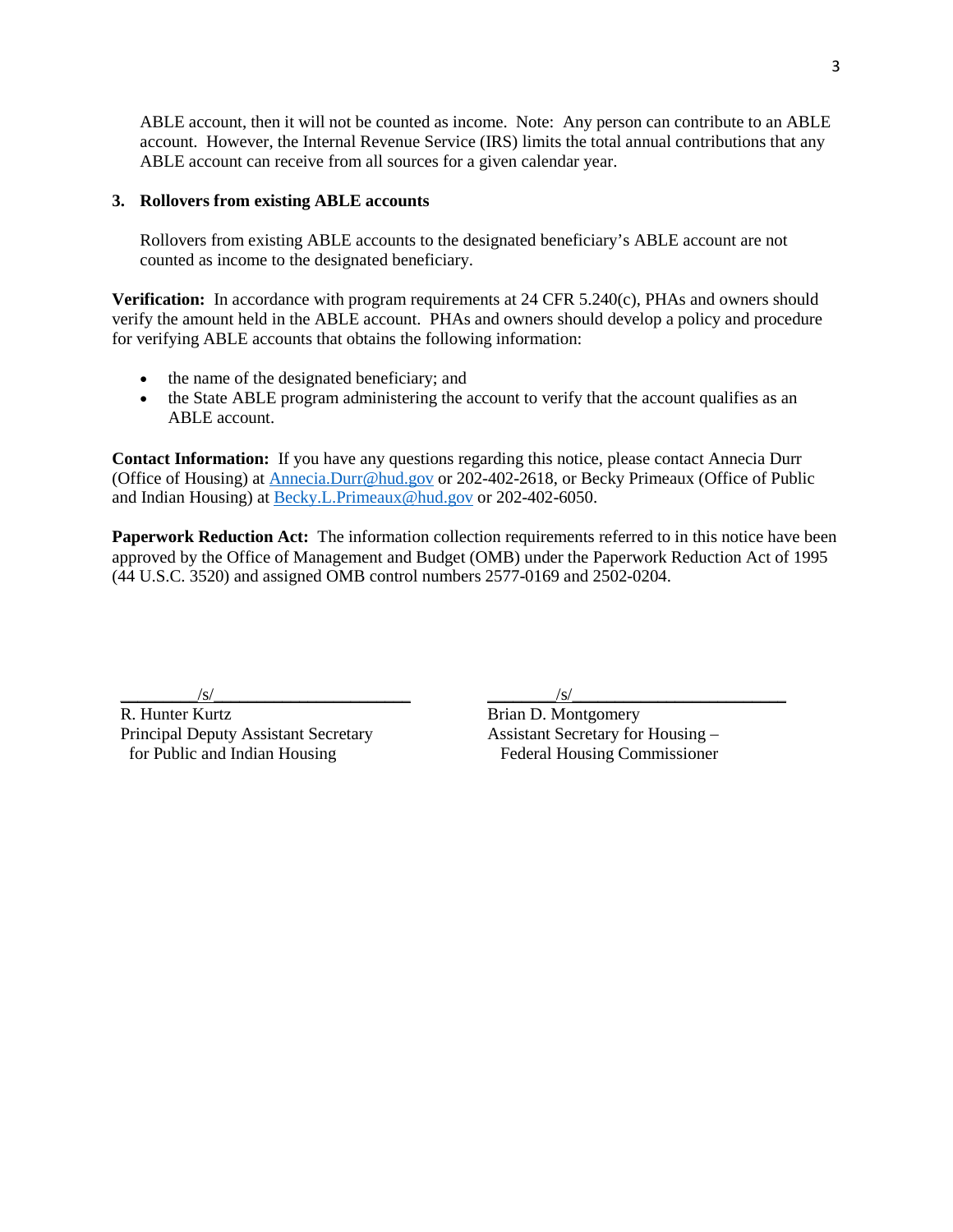ABLE account, then it will not be counted as income. Note: Any person can contribute to an ABLE account. However, the Internal Revenue Service (IRS) limits the total annual contributions that any ABLE account can receive from all sources for a given calendar year.

**3. Rollovers from existing ABLE accounts**

Rollovers from existing ABLE accounts to the designated beneficiary's ABLE account are not counted as income to the designated beneficiary.

**Verification:** In accordance with program requirements at 24 CFR 5.240(c), PHAs and owners should verify the amount held in the ABLE account. PHAs and owners should develop a policy and procedure for verifying ABLE accounts that obtains the following information:

- the name of the designated beneficiary; and
- the State ABLE program administering the account to verify that the account qualifies as an ABLE account.

**Contact Information:** If you have any questions regarding this notice, please contact Annecia Durr (Office of Housing) at Annecia.Durr@hud.gov or 202-402-2618, or Becky Primeaux (Office of Public and Indian Housing) at Becky.L.Primeaux@hud.gov or 202-402-6050.

**Paperwork Reduction Act:** The information collection requirements referred to in this notice have been approved by the Office of Management and Budget (OMB) under the Paperwork Reduction Act of 1995 (44 U.S.C. 3520) and assigned OMB control numbers 2577-0169 and 2502-0204.

/s/
R. Hunter Kurtz
Principal Deputy Assistant Secretary
for Public and Indian Housing

/s/
Brian D. Montgomery
Assistant Secretary for Housing –
Federal Housing Commissioner